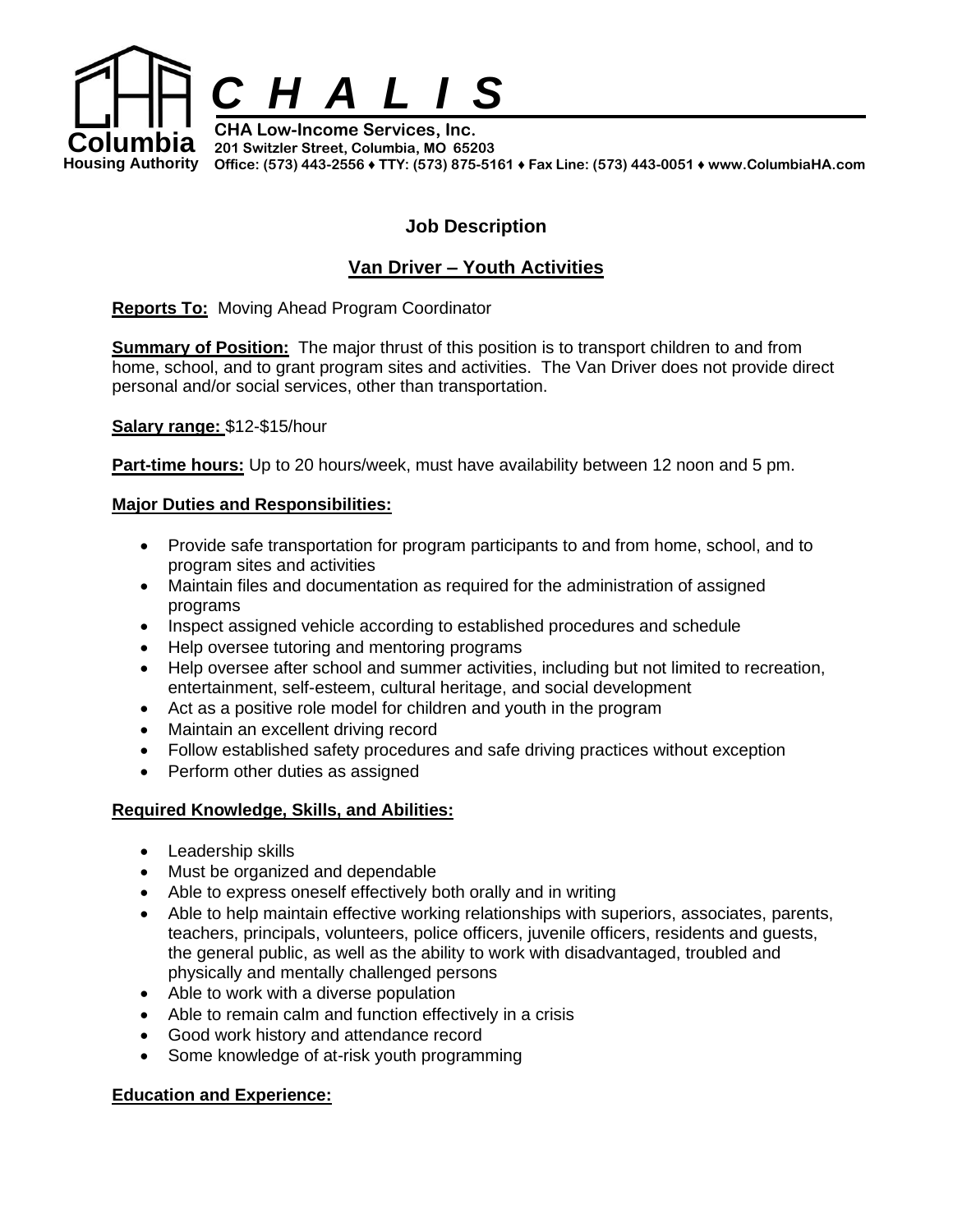**Columbia Housing Authority**

# *C H A L I S*

**CHA Low-Income Services, Inc.**
**201 Switzler Street, Columbia, MO 65203**
**Office: (573) 443-2556 ♦ TTY: (573) 875-5161 ♦ Fax Line: (573) 443-0051 ♦ www.ColumbiaHA.com**

## Job Description

## Van Driver – Youth Activities

**Reports To:** Moving Ahead Program Coordinator

**Summary of Position:** The major thrust of this position is to transport children to and from home, school, and to grant program sites and activities. The Van Driver does not provide direct personal and/or social services, other than transportation.

**Salary range:** $12-$15/hour

**Part-time hours:** Up to 20 hours/week, must have availability between 12 noon and 5 pm.

### Major Duties and Responsibilities:

- Provide safe transportation for program participants to and from home, school, and to program sites and activities
- Maintain files and documentation as required for the administration of assigned programs
- Inspect assigned vehicle according to established procedures and schedule
- Help oversee tutoring and mentoring programs
- Help oversee after school and summer activities, including but not limited to recreation, entertainment, self-esteem, cultural heritage, and social development
- Act as a positive role model for children and youth in the program
- Maintain an excellent driving record
- Follow established safety procedures and safe driving practices without exception
- Perform other duties as assigned

### Required Knowledge, Skills, and Abilities:

- Leadership skills
- Must be organized and dependable
- Able to express oneself effectively both orally and in writing
- Able to help maintain effective working relationships with superiors, associates, parents, teachers, principals, volunteers, police officers, juvenile officers, residents and guests, the general public, as well as the ability to work with disadvantaged, troubled and physically and mentally challenged persons
- Able to work with a diverse population
- Able to remain calm and function effectively in a crisis
- Good work history and attendance record
- Some knowledge of at-risk youth programming

### Education and Experience: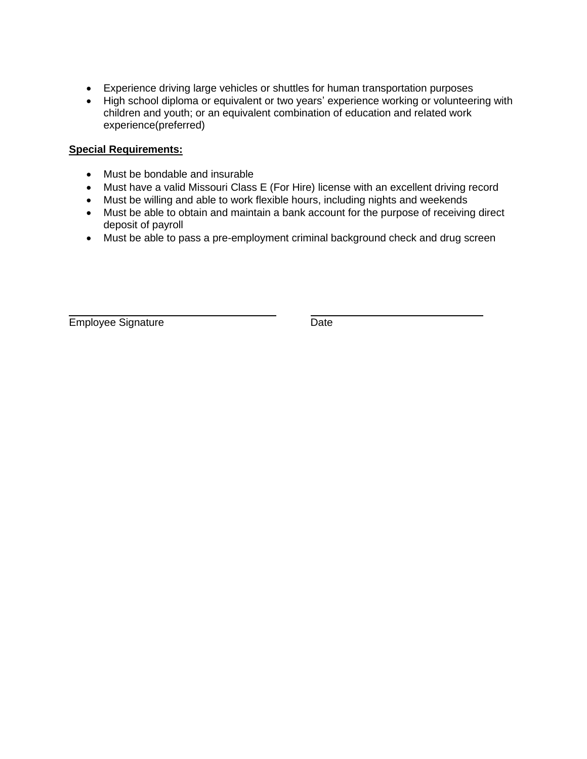- Experience driving large vehicles or shuttles for human transportation purposes
- High school diploma or equivalent or two years' experience working or volunteering with children and youth; or an equivalent combination of education and related work experience(preferred)

**Special Requirements:**

- Must be bondable and insurable
- Must have a valid Missouri Class E (For Hire) license with an excellent driving record
- Must be willing and able to work flexible hours, including nights and weekends
- Must be able to obtain and maintain a bank account for the purpose of receiving direct deposit of payroll
- Must be able to pass a pre-employment criminal background check and drug screen

\_\_\_\_\_\_\_\_\_\_\_\_\_\_\_\_\_\_\_\_\_\_\_\_\_\_\_\_\_\_\_\_\_\_\_\_ \_\_\_\_\_\_\_\_\_\_\_\_\_\_\_\_\_\_\_\_\_\_\_\_\_\_\_\_\_\_

Employee Signature Date